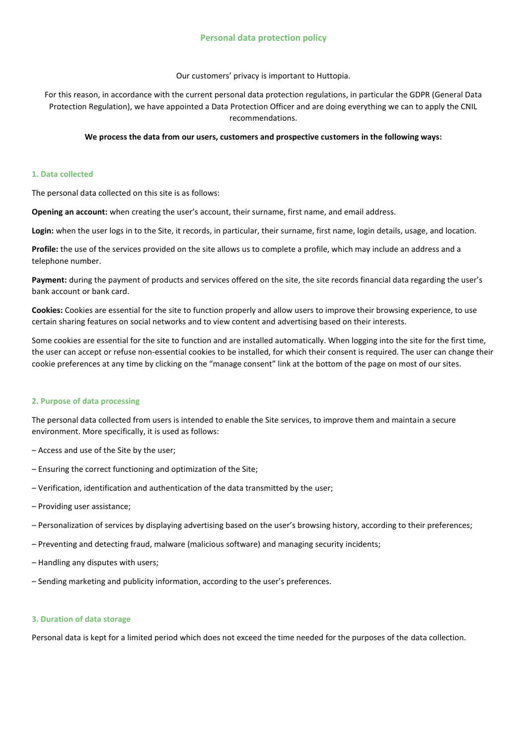# Personal data protection policy

Our customers' privacy is important to Huttopia.

For this reason, in accordance with the current personal data protection regulations, in particular the GDPR (General Data Protection Regulation), we have appointed a Data Protection Officer and are doing everything we can to apply the CNIL recommendations.

**We process the data from our users, customers and prospective customers in the following ways:**

## 1. Data collected

The personal data collected on this site is as follows:

**Opening an account:** when creating the user's account, their surname, first name, and email address.

**Login:** when the user logs in to the Site, it records, in particular, their surname, first name, login details, usage, and location.

**Profile:** the use of the services provided on the site allows us to complete a profile, which may include an address and a telephone number.

**Payment:** during the payment of products and services offered on the site, the site records financial data regarding the user's bank account or bank card.

**Cookies:** Cookies are essential for the site to function properly and allow users to improve their browsing experience, to use certain sharing features on social networks and to view content and advertising based on their interests.

Some cookies are essential for the site to function and are installed automatically. When logging into the site for the first time, the user can accept or refuse non-essential cookies to be installed, for which their consent is required. The user can change their cookie preferences at any time by clicking on the "manage consent" link at the bottom of the page on most of our sites.

## 2. Purpose of data processing

The personal data collected from users is intended to enable the Site services, to improve them and maintain a secure environment. More specifically, it is used as follows:

– Access and use of the Site by the user;

– Ensuring the correct functioning and optimization of the Site;

– Verification, identification and authentication of the data transmitted by the user;

– Providing user assistance;

– Personalization of services by displaying advertising based on the user's browsing history, according to their preferences;

– Preventing and detecting fraud, malware (malicious software) and managing security incidents;

– Handling any disputes with users;

– Sending marketing and publicity information, according to the user's preferences.

## 3. Duration of data storage

Personal data is kept for a limited period which does not exceed the time needed for the purposes of the data collection.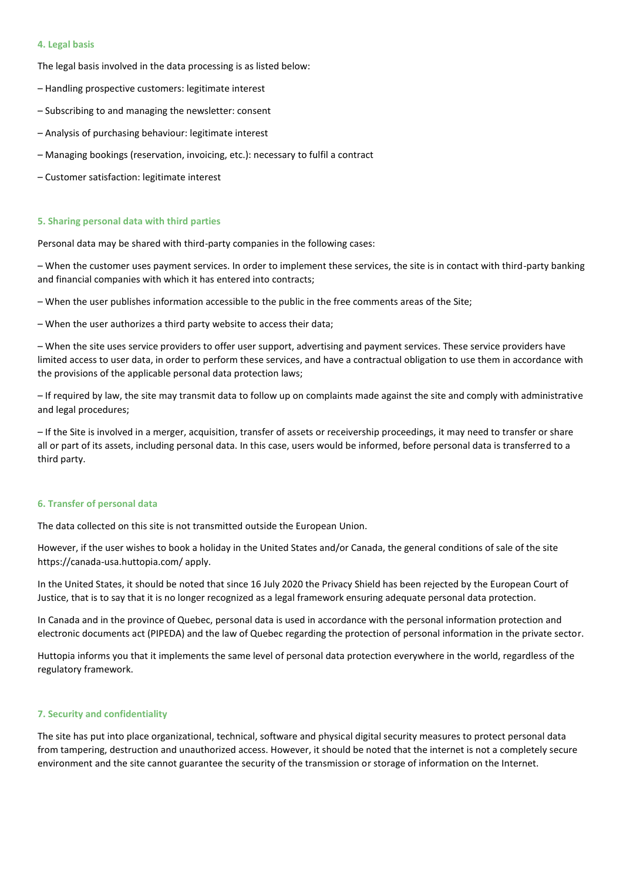#### 4. Legal basis

The legal basis involved in the data processing is as listed below:

– Handling prospective customers: legitimate interest

– Subscribing to and managing the newsletter: consent

– Analysis of purchasing behaviour: legitimate interest

– Managing bookings (reservation, invoicing, etc.): necessary to fulfil a contract

– Customer satisfaction: legitimate interest

#### 5. Sharing personal data with third parties

Personal data may be shared with third-party companies in the following cases:

– When the customer uses payment services. In order to implement these services, the site is in contact with third-party banking and financial companies with which it has entered into contracts;

– When the user publishes information accessible to the public in the free comments areas of the Site;

– When the user authorizes a third party website to access their data;

– When the site uses service providers to offer user support, advertising and payment services. These service providers have limited access to user data, in order to perform these services, and have a contractual obligation to use them in accordance with the provisions of the applicable personal data protection laws;

– If required by law, the site may transmit data to follow up on complaints made against the site and comply with administrative and legal procedures;

– If the Site is involved in a merger, acquisition, transfer of assets or receivership proceedings, it may need to transfer or share all or part of its assets, including personal data. In this case, users would be informed, before personal data is transferred to a third party.

#### 6. Transfer of personal data

The data collected on this site is not transmitted outside the European Union.

However, if the user wishes to book a holiday in the United States and/or Canada, the general conditions of sale of the site https://canada-usa.huttopia.com/ apply.

In the United States, it should be noted that since 16 July 2020 the Privacy Shield has been rejected by the European Court of Justice, that is to say that it is no longer recognized as a legal framework ensuring adequate personal data protection.

In Canada and in the province of Quebec, personal data is used in accordance with the personal information protection and electronic documents act (PIPEDA) and the law of Quebec regarding the protection of personal information in the private sector.

Huttopia informs you that it implements the same level of personal data protection everywhere in the world, regardless of the regulatory framework.

#### 7. Security and confidentiality

The site has put into place organizational, technical, software and physical digital security measures to protect personal data from tampering, destruction and unauthorized access. However, it should be noted that the internet is not a completely secure environment and the site cannot guarantee the security of the transmission or storage of information on the Internet.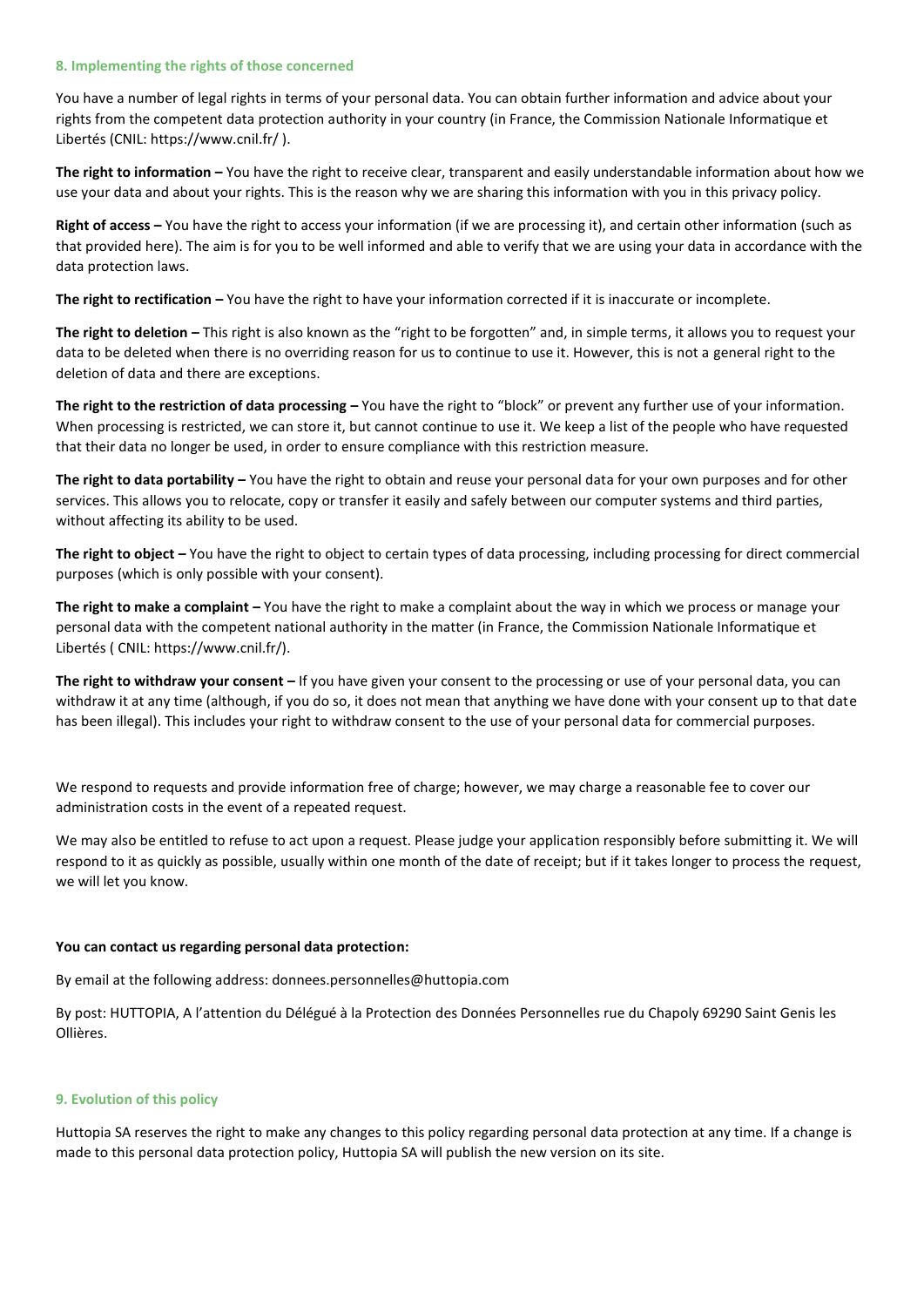### 8. Implementing the rights of those concerned

You have a number of legal rights in terms of your personal data. You can obtain further information and advice about your rights from the competent data protection authority in your country (in France, the Commission Nationale Informatique et Libertés (CNIL: https://www.cnil.fr/ ).

**The right to information –** You have the right to receive clear, transparent and easily understandable information about how we use your data and about your rights. This is the reason why we are sharing this information with you in this privacy policy.

**Right of access –** You have the right to access your information (if we are processing it), and certain other information (such as that provided here). The aim is for you to be well informed and able to verify that we are using your data in accordance with the data protection laws.

**The right to rectification –** You have the right to have your information corrected if it is inaccurate or incomplete.

**The right to deletion –** This right is also known as the "right to be forgotten" and, in simple terms, it allows you to request your data to be deleted when there is no overriding reason for us to continue to use it. However, this is not a general right to the deletion of data and there are exceptions.

**The right to the restriction of data processing –** You have the right to "block" or prevent any further use of your information. When processing is restricted, we can store it, but cannot continue to use it. We keep a list of the people who have requested that their data no longer be used, in order to ensure compliance with this restriction measure.

**The right to data portability –** You have the right to obtain and reuse your personal data for your own purposes and for other services. This allows you to relocate, copy or transfer it easily and safely between our computer systems and third parties, without affecting its ability to be used.

**The right to object –** You have the right to object to certain types of data processing, including processing for direct commercial purposes (which is only possible with your consent).

**The right to make a complaint –** You have the right to make a complaint about the way in which we process or manage your personal data with the competent national authority in the matter (in France, the Commission Nationale Informatique et Libertés ( CNIL: https://www.cnil.fr/).

**The right to withdraw your consent –** If you have given your consent to the processing or use of your personal data, you can withdraw it at any time (although, if you do so, it does not mean that anything we have done with your consent up to that date has been illegal). This includes your right to withdraw consent to the use of your personal data for commercial purposes.

We respond to requests and provide information free of charge; however, we may charge a reasonable fee to cover our administration costs in the event of a repeated request.

We may also be entitled to refuse to act upon a request. Please judge your application responsibly before submitting it. We will respond to it as quickly as possible, usually within one month of the date of receipt; but if it takes longer to process the request, we will let you know.

**You can contact us regarding personal data protection:**

By email at the following address: donnees.personnelles@huttopia.com

By post: HUTTOPIA, A l'attention du Délégué à la Protection des Données Personnelles rue du Chapoly 69290 Saint Genis les Ollières.

### 9. Evolution of this policy

Huttopia SA reserves the right to make any changes to this policy regarding personal data protection at any time. If a change is made to this personal data protection policy, Huttopia SA will publish the new version on its site.